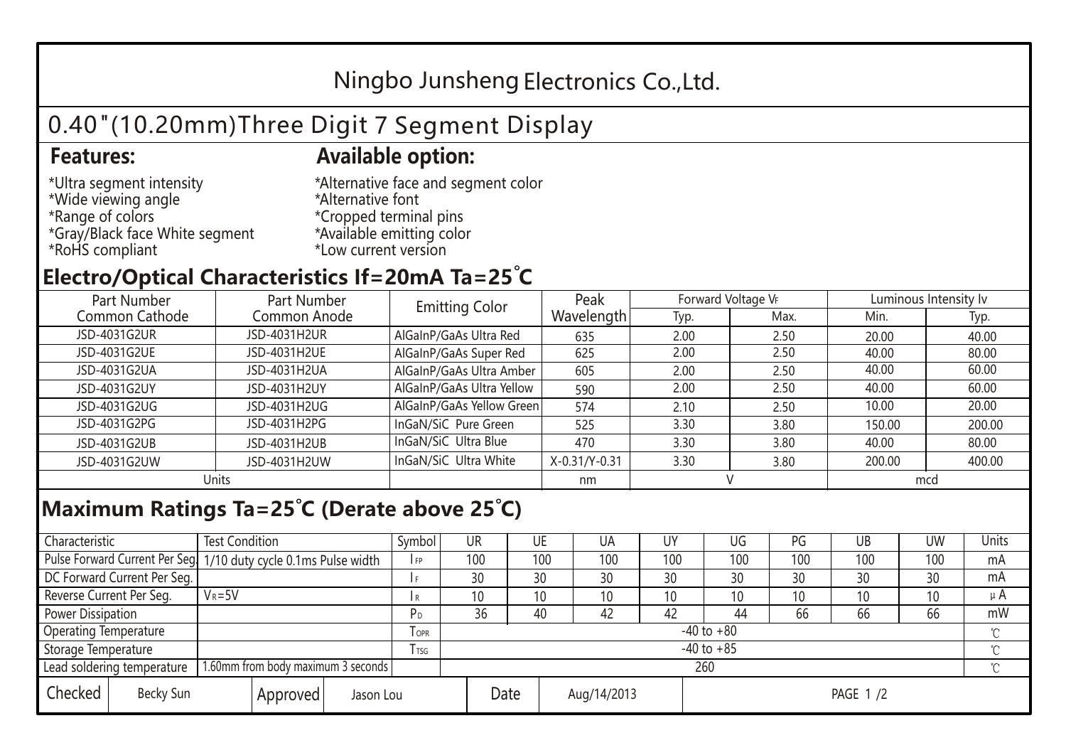# Ningbo Junsheng Electronics Co.,Ltd.

## 0.40"(10.20mm)Three Digit 7 Segment Display

**Features:**

*Ultra segment intensity
*Wide viewing angle
*Range of colors
*Gray/Black face White segment
*RoHS compliant

**Available option:**

*Alternative face and segment color
*Alternative font
*Cropped terminal pins
*Available emitting color
*Low current version

## Electro/Optical Characteristics If=20mA Ta=25°C

| Part Number Common Cathode | Part Number Common Anode | Emitting Color | Peak Wavelength | Forward Voltage $V_F$ | | Luminous Intensity Iv | |
|---|---|---|---|---|---|---|---|
| | | | | Typ. | Max. | Min. | Typ. |
| JSD-4031G2UR | JSD-4031H2UR | AlGaInP/GaAs Ultra Red | 635 | 2.00 | 2.50 | 20.00 | 40.00 |
| JSD-4031G2UE | JSD-4031H2UE | AlGaInP/GaAs Super Red | 625 | 2.00 | 2.50 | 40.00 | 80.00 |
| JSD-4031G2UA | JSD-4031H2UA | AlGaInP/GaAs Ultra Amber | 605 | 2.00 | 2.50 | 40.00 | 60.00 |
| JSD-4031G2UY | JSD-4031H2UY | AlGaInP/GaAs Ultra Yellow | 590 | 2.00 | 2.50 | 40.00 | 60.00 |
| JSD-4031G2UG | JSD-4031H2UG | AlGaInP/GaAs Yellow Green | 574 | 2.10 | 2.50 | 10.00 | 20.00 |
| JSD-4031G2PG | JSD-4031H2PG | InGaN/SiC Pure Green | 525 | 3.30 | 3.80 | 150.00 | 200.00 |
| JSD-4031G2UB | JSD-4031H2UB | InGaN/SiC Ultra Blue | 470 | 3.30 | 3.80 | 40.00 | 80.00 |
| JSD-4031G2UW | JSD-4031H2UW | InGaN/SiC Ultra White | X-0.31/Y-0.31 | 3.30 | 3.80 | 200.00 | 400.00 |
| Units | | | nm | V | | mcd | |

## Maximum Ratings Ta=25°C (Derate above 25°C)

| Characteristic | Test Condition | Symbol | UR | UE | UA | UY | UG | PG | UB | UW | Units |
|---|---|---|---|---|---|---|---|---|---|---|---|
| Pulse Forward Current Per Seg. | 1/10 duty cycle 0.1ms Pulse width | $I_{FP}$ | 100 | 100 | 100 | 100 | 100 | 100 | 100 | 100 | mA |
| DC Forward Current Per Seg. | | $I_F$ | 30 | 30 | 30 | 30 | 30 | 30 | 30 | 30 | mA |
| Reverse Current Per Seg. | $V_R$=5V | $I_R$ | 10 | 10 | 10 | 10 | 10 | 10 | 10 | 10 | μA |
| Power Dissipation | | $P_D$ | 36 | 40 | 42 | 42 | 44 | 66 | 66 | 66 | mW |
| Operating Temperature | | $T_{OPR}$ | -40 to +80 | | | | | | | | ℃ |
| Storage Temperature | | $T_{TSG}$ | -40 to +85 | | | | | | | | ℃ |
| Lead soldering temperature | 1.60mm from body maximum 3 seconds | | 260 | | | | | | | | ℃ |

| Checked | Becky Sun | Approved | Jason Lou | Date | Aug/14/2013 | PAGE 1 /2 |
|---|---|---|---|---|---|---|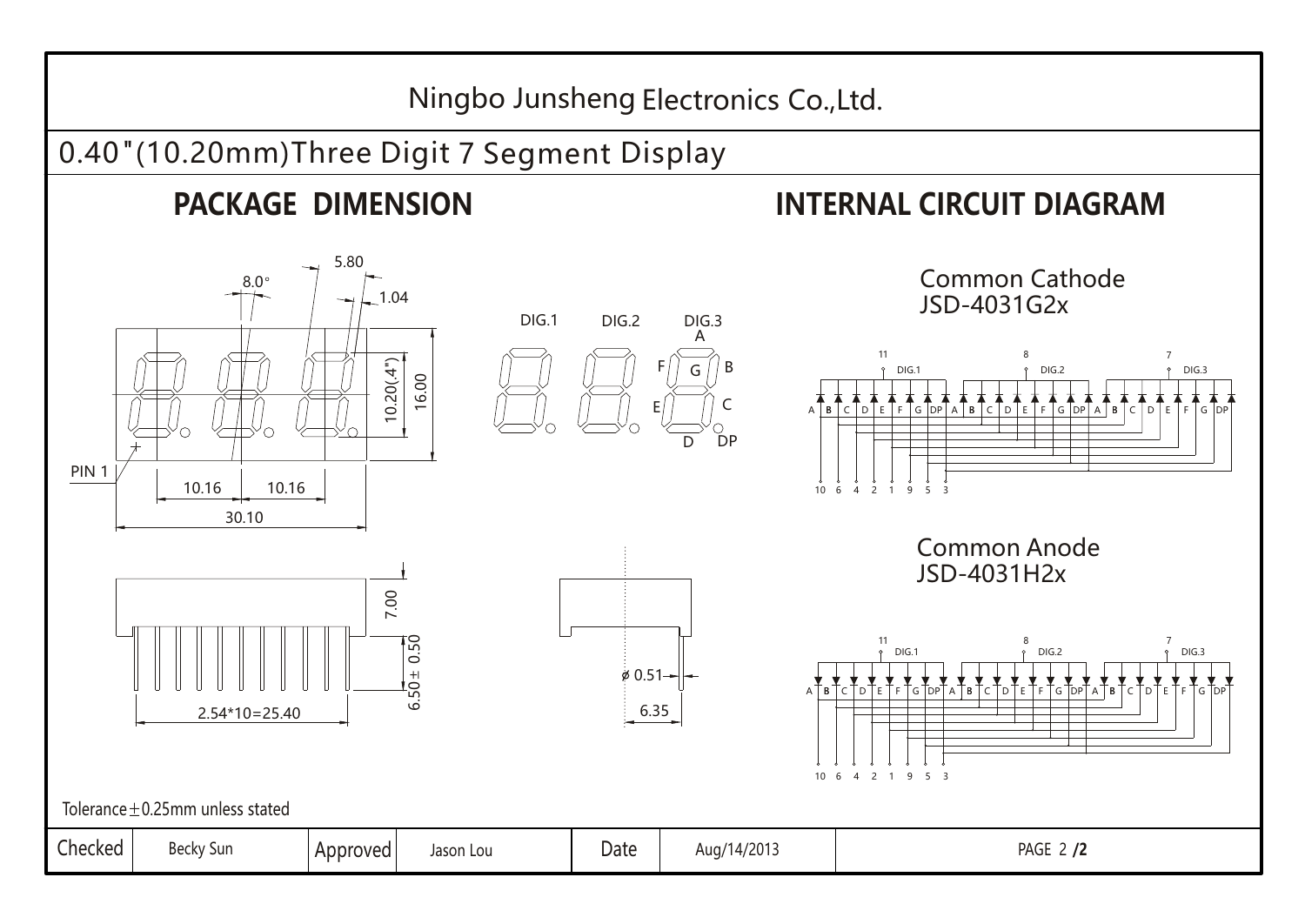Ningbo Junsheng Electronics Co.,Ltd.

0.40"(10.20mm)Three Digit 7 Segment Display

## PACKAGE DIMENSION

8.0°
5.80
1.04
10.20(.4")
16.00
PIN 1
10.16
10.16
30.10

DIG.1
DIG.2
DIG.3
A
B
C
D
DP
E
F
G

7.00
6.50± 0.50
2.54*10=25.40
ø 0.51
6.35

Tolerance ± 0.25mm unless stated

## INTERNAL CIRCUIT DIAGRAM

Common Cathode
JSD-4031G2x

11 DIG.1
8 DIG.2
7 DIG.3
A B C D E F G DP A B C D E F G DP A B C D E F G DP
10 6 4 2 1 9 5 3

Common Anode
JSD-4031H2x

11 DIG.1
8 DIG.2
7 DIG.3
A B C D E F G DP A B C D E F G DP A B C D E F G DP
10 6 4 2 1 9 5 3

| Checked | Becky Sun | Approved | Jason Lou | Date | Aug/14/2013 | PAGE 2 /2 |
|---|---|---|---|---|---|---|